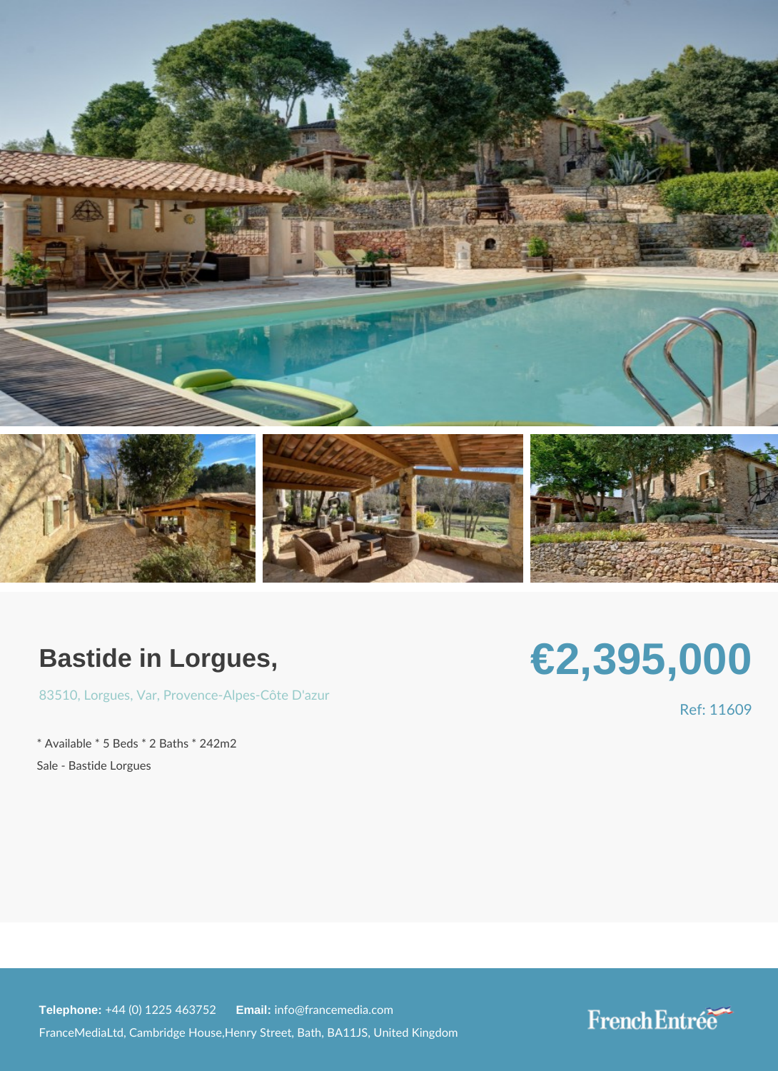# Bastide in Lorgues,

83510, Lorgues, Var, Provence-Alpes-Côte D'azur

€2,395,000

Ref: 11609

* Available * 5 Beds * 2 Baths * 242m2

Sale - Bastide Lorgues

**Telephone:** +44 (0) 1225 463752 **Email:** info@francemedia.com

FranceMediaLtd, Cambridge House,Henry Street, Bath, BA11JS, United Kingdom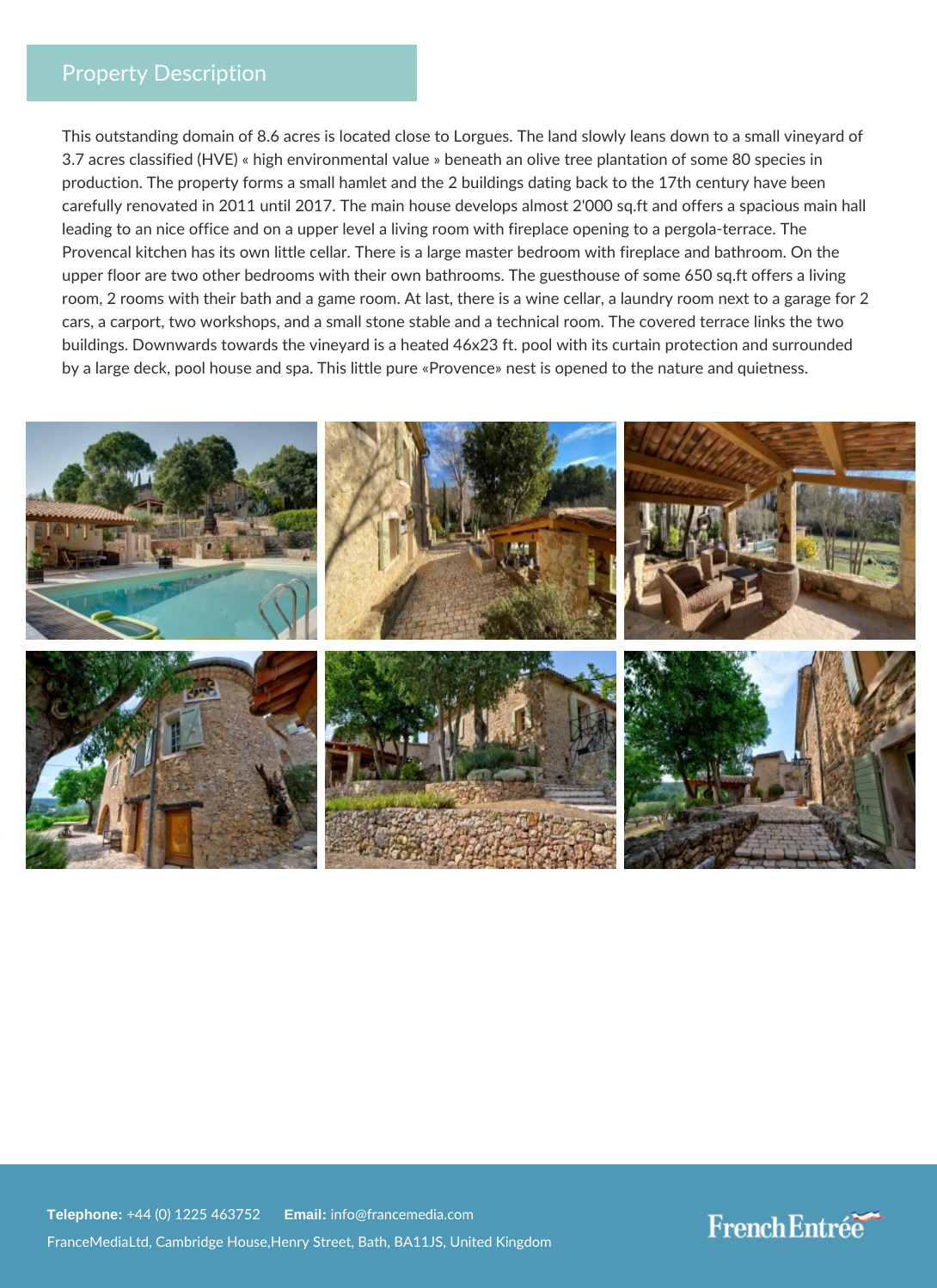## Property Description

This outstanding domain of 8.6 acres is located close to Lorgues. The land slowly leans down to a small vineyard of 3.7 acres classified (HVE) « high environmental value » beneath an olive tree plantation of some 80 species in production. The property forms a small hamlet and the 2 buildings dating back to the 17th century have been carefully renovated in 2011 until 2017. The main house develops almost 2'000 sq.ft and offers a spacious main hall leading to an nice office and on a upper level a living room with fireplace opening to a pergola-terrace. The Provencal kitchen has its own little cellar. There is a large master bedroom with fireplace and bathroom. On the upper floor are two other bedrooms with their own bathrooms. The guesthouse of some 650 sq.ft offers a living room, 2 rooms with their bath and a game room. At last, there is a wine cellar, a laundry room next to a garage for 2 cars, a carport, two workshops, and a small stone stable and a technical room. The covered terrace links the two buildings. Downwards towards the vineyard is a heated 46x23 ft. pool with its curtain protection and surrounded by a large deck, pool house and spa. This little pure «Provence» nest is opened to the nature and quietness.

**Telephone:** +44 (0) 1225 463752 **Email:** info@francemedia.com

FranceMediaLtd, Cambridge House,Henry Street, Bath, BA11JS, United Kingdom

FrenchEntrée